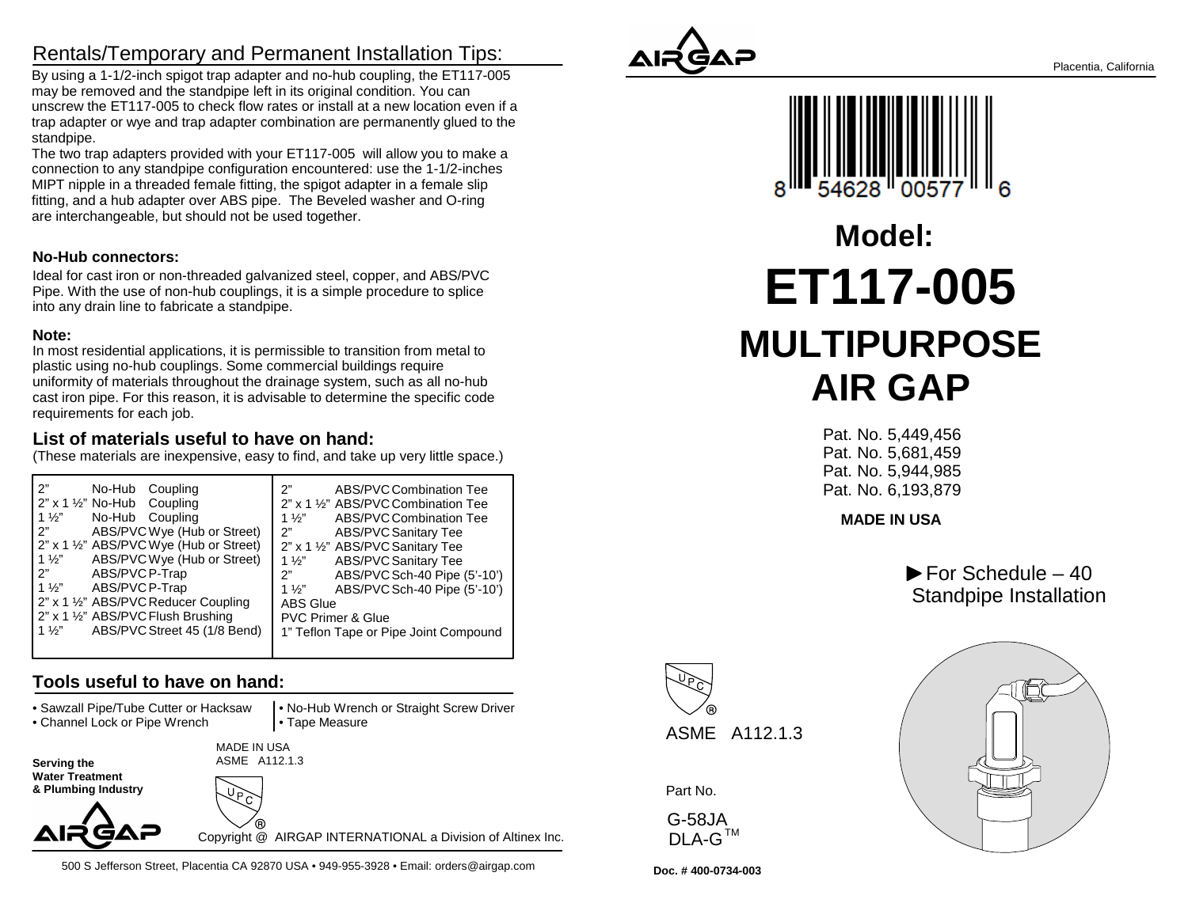## Rentals/Temporary and Permanent Installation Tips:

By using a 1-1/2-inch spigot trap adapter and no-hub coupling, the ET117-005 may be removed and the standpipe left in its original condition. You can unscrew the ET117-005 to check flow rates or install at a new location even if a trap adapter or wye and trap adapter combination are permanently glued to the standpipe.

The two trap adapters provided with your ET117-005 will allow you to make a connection to any standpipe configuration encountered: use the 1-1/2-inches MIPT nipple in a threaded female fitting, the spigot adapter in a female slip fitting, and a hub adapter over ABS pipe. The Beveled washer and O-ring are interchangeable, but should not be used together.

**No-Hub connectors:**

Ideal for cast iron or non-threaded galvanized steel, copper, and ABS/PVC Pipe. With the use of non-hub couplings, it is a simple procedure to splice into any drain line to fabricate a standpipe.

**Note:**

In most residential applications, it is permissible to transition from metal to plastic using no-hub couplings. Some commercial buildings require uniformity of materials throughout the drainage system, such as all no-hub cast iron pipe. For this reason, it is advisable to determine the specific code requirements for each job.

### List of materials useful to have on hand:

(These materials are inexpensive, easy to find, and take up very little space.)

| | | | | | |
|---|---|---|---|---|---|
| 2” | No-Hub | Coupling | 2” | ABS/PVC | Combination Tee |
| 2” x 1 ½” | No-Hub | Coupling | 2” x 1 ½” | ABS/PVC | Combination Tee |
| 1 ½” | No-Hub | Coupling | 1 ½” | ABS/PVC | Combination Tee |
| 2” | ABS/PVC | Wye (Hub or Street) | 2” | ABS/PVC | Sanitary Tee |
| 2” x 1 ½” | ABS/PVC | Wye (Hub or Street) | 2” x 1 ½” | ABS/PVC | Sanitary Tee |
| 1 ½” | ABS/PVC | Wye (Hub or Street) | 1 ½” | ABS/PVC | Sanitary Tee |
| 2” | ABS/PVC | P-Trap | 2” | ABS/PVC | Sch-40 Pipe (5’-10’) |
| 1 ½” | ABS/PVC | P-Trap | 1 ½” | ABS/PVC | Sch-40 Pipe (5’-10’) |
| 2” x 1 ½” | ABS/PVC | Reducer Coupling | ABS Glue | | |
| 2” x 1 ½” | ABS/PVC | Flush Brushing | PVC Primer & Glue | | |
| 1 ½” | ABS/PVC | Street 45 (1/8 Bend) | 1” Teflon Tape or Pipe Joint Compound | | |

### Tools useful to have on hand:

- Sawzall Pipe/Tube Cutter or Hacksaw
- Channel Lock or Pipe Wrench
- No-Hub Wrench or Straight Screw Driver
- Tape Measure

**Serving the Water Treatment & Plumbing Industry**

MADE IN USA
ASME A112.1.3

AIRGAP

UPC ®

Copyright @ AIRGAP INTERNATIONAL a Division of Altinex Inc.

500 S Jefferson Street, Placentia CA 92870 USA • 949-955-3928 • Email: orders@airgap.com

AIRGAP

Placentia, California

8 54628 00577 6

# Model:

# ET117-005

# MULTIPURPOSE AIR GAP

Pat. No. 5,449,456
Pat. No. 5,681,459
Pat. No. 5,944,985
Pat. No. 6,193,879

**MADE IN USA**

►For Schedule – 40 Standpipe Installation

UPC ®

ASME A112.1.3

Part No.

G-58JA
DLA-G™

**Doc. # 400-0734-003**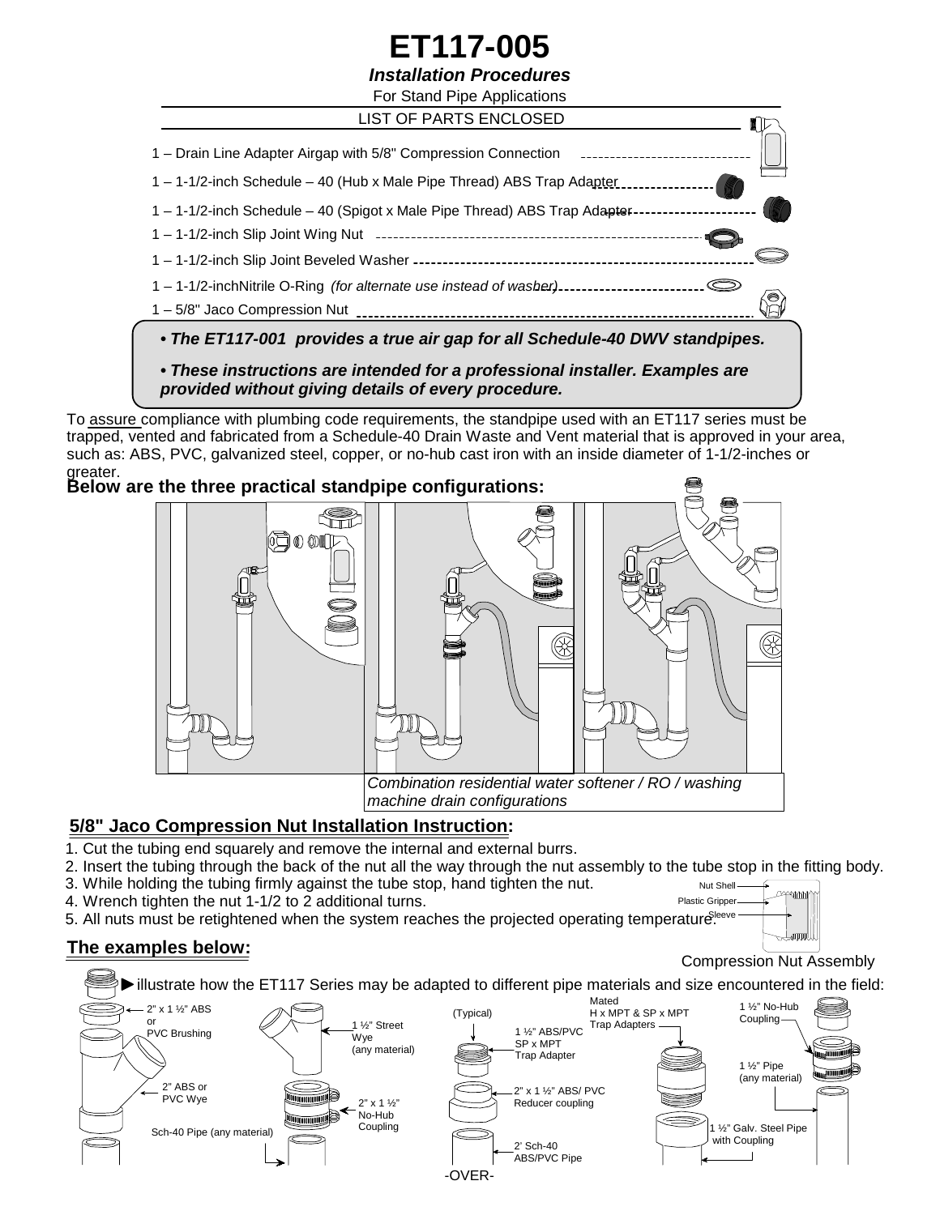# ET117-005

***Installation Procedures***

For Stand Pipe Applications

LIST OF PARTS ENCLOSED

1 – Drain Line Adapter Airgap with 5/8" Compression Connection

1 – 1-1/2-inch Schedule – 40 (Hub x Male Pipe Thread) ABS Trap Adapter

1 – 1-1/2-inch Schedule – 40 (Spigot x Male Pipe Thread) ABS Trap Adapter

1 – 1-1/2-inch Slip Joint Wing Nut

1 – 1-1/2-inch Slip Joint Beveled Washer

1 – 1-1/2-inchNitrile O-Ring *(for alternate use instead of washer)*

1 – 5/8" Jaco Compression Nut

- ***The ET117-001 provides a true air gap for all Schedule-40 DWV standpipes.***
- ***These instructions are intended for a professional installer. Examples are provided without giving details of every procedure.***

To assure compliance with plumbing code requirements, the standpipe used with an ET117 series must be trapped, vented and fabricated from a Schedule-40 Drain Waste and Vent material that is approved in your area, such as: ABS, PVC, galvanized steel, copper, or no-hub cast iron with an inside diameter of 1-1/2-inches or greater.

**Below are the three practical standpipe configurations:**

*Combination residential water softener / RO / washing machine drain configurations*

## 5/8" Jaco Compression Nut Installation Instruction:

1. Cut the tubing end squarely and remove the internal and external burrs.
2. Insert the tubing through the back of the nut all the way through the nut assembly to the tube stop in the fitting body.
3. While holding the tubing firmly against the tube stop, hand tighten the nut.
4. Wrench tighten the nut 1-1/2 to 2 additional turns.
5. All nuts must be retightened when the system reaches the projected operating temperature.

Nut Shell

Plastic Gripper

Sleeve

Compression Nut Assembly

## The examples below:

► illustrate how the ET117 Series may be adapted to different pipe materials and size encountered in the field:

2" x 1 ½" ABS or PVC Brushing

2" ABS or PVC Wye

Sch-40 Pipe (any material)

1 ½" Street Wye (any material)

2" x 1 ½" No-Hub Coupling

(Typical)

1 ½" ABS/PVC SP x MPT Trap Adapter

2" x 1 ½" ABS/ PVC Reducer coupling

2' Sch-40 ABS/PVC Pipe

Mated H x MPT & SP x MPT Trap Adapters

1 ½" No-Hub Coupling

1 ½" Pipe (any material)

1 ½" Galv. Steel Pipe with Coupling

-OVER-